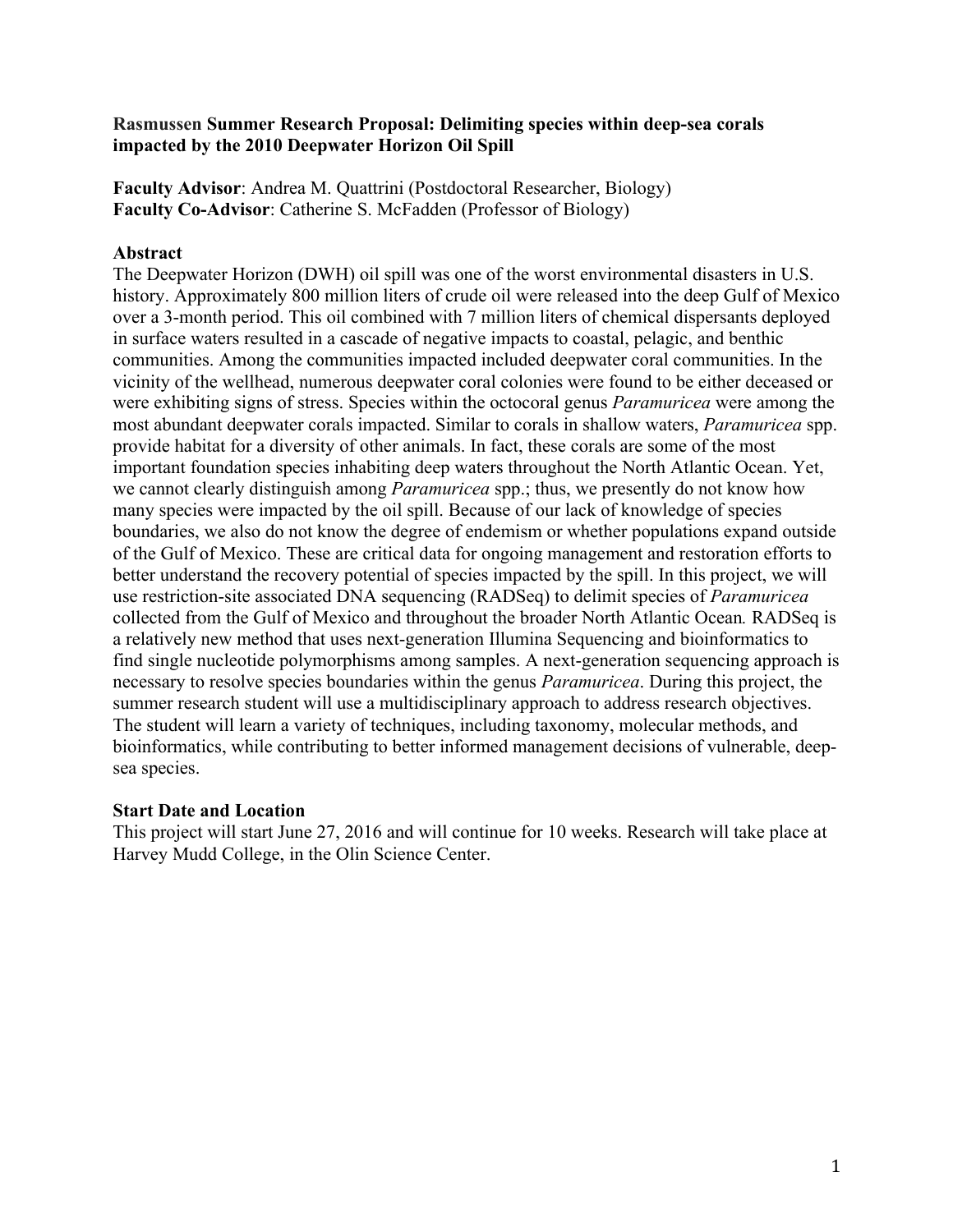**Rasmussen Summer Research Proposal: Delimiting species within deep-sea corals impacted by the 2010 Deepwater Horizon Oil Spill**

**Faculty Advisor**: Andrea M. Quattrini (Postdoctoral Researcher, Biology)
**Faculty Co-Advisor**: Catherine S. McFadden (Professor of Biology)

## Abstract

The Deepwater Horizon (DWH) oil spill was one of the worst environmental disasters in U.S. history. Approximately 800 million liters of crude oil were released into the deep Gulf of Mexico over a 3-month period. This oil combined with 7 million liters of chemical dispersants deployed in surface waters resulted in a cascade of negative impacts to coastal, pelagic, and benthic communities. Among the communities impacted included deepwater coral communities. In the vicinity of the wellhead, numerous deepwater coral colonies were found to be either deceased or were exhibiting signs of stress. Species within the octocoral genus *Paramuricea* were among the most abundant deepwater corals impacted. Similar to corals in shallow waters, *Paramuricea* spp. provide habitat for a diversity of other animals. In fact, these corals are some of the most important foundation species inhabiting deep waters throughout the North Atlantic Ocean. Yet, we cannot clearly distinguish among *Paramuricea* spp.; thus, we presently do not know how many species were impacted by the oil spill. Because of our lack of knowledge of species boundaries, we also do not know the degree of endemism or whether populations expand outside of the Gulf of Mexico. These are critical data for ongoing management and restoration efforts to better understand the recovery potential of species impacted by the spill. In this project, we will use restriction-site associated DNA sequencing (RADSeq) to delimit species of *Paramuricea* collected from the Gulf of Mexico and throughout the broader North Atlantic Ocean*.* RADSeq is a relatively new method that uses next-generation Illumina Sequencing and bioinformatics to find single nucleotide polymorphisms among samples. A next-generation sequencing approach is necessary to resolve species boundaries within the genus *Paramuricea*. During this project, the summer research student will use a multidisciplinary approach to address research objectives. The student will learn a variety of techniques, including taxonomy, molecular methods, and bioinformatics, while contributing to better informed management decisions of vulnerable, deep-sea species.

## Start Date and Location

This project will start June 27, 2016 and will continue for 10 weeks. Research will take place at Harvey Mudd College, in the Olin Science Center.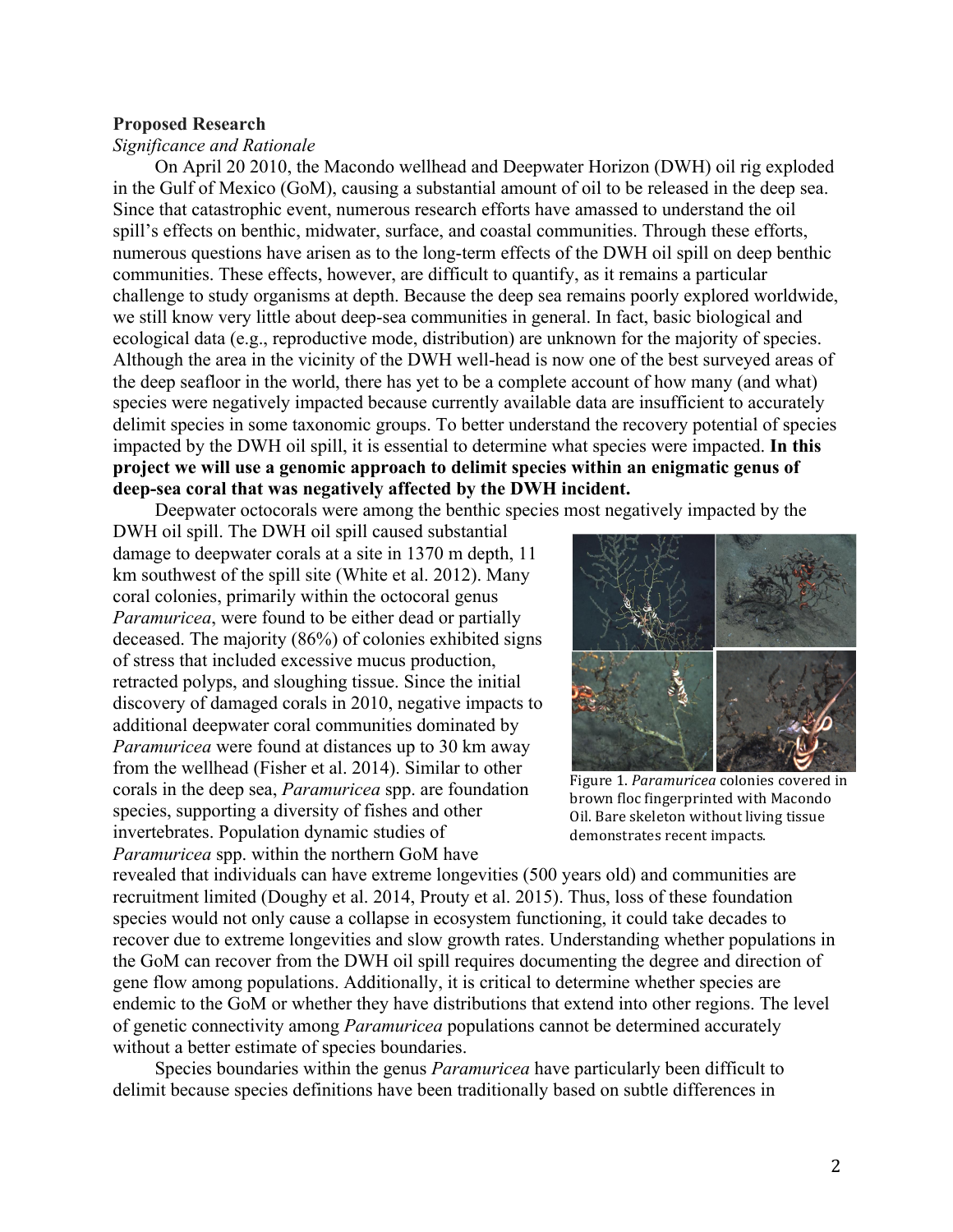**Proposed Research**

*Significance and Rationale*

On April 20 2010, the Macondo wellhead and Deepwater Horizon (DWH) oil rig exploded in the Gulf of Mexico (GoM), causing a substantial amount of oil to be released in the deep sea. Since that catastrophic event, numerous research efforts have amassed to understand the oil spill's effects on benthic, midwater, surface, and coastal communities. Through these efforts, numerous questions have arisen as to the long-term effects of the DWH oil spill on deep benthic communities. These effects, however, are difficult to quantify, as it remains a particular challenge to study organisms at depth. Because the deep sea remains poorly explored worldwide, we still know very little about deep-sea communities in general. In fact, basic biological and ecological data (e.g., reproductive mode, distribution) are unknown for the majority of species. Although the area in the vicinity of the DWH well-head is now one of the best surveyed areas of the deep seafloor in the world, there has yet to be a complete account of how many (and what) species were negatively impacted because currently available data are insufficient to accurately delimit species in some taxonomic groups. To better understand the recovery potential of species impacted by the DWH oil spill, it is essential to determine what species were impacted. **In this project we will use a genomic approach to delimit species within an enigmatic genus of deep-sea coral that was negatively affected by the DWH incident.**

Deepwater octocorals were among the benthic species most negatively impacted by the DWH oil spill. The DWH oil spill caused substantial damage to deepwater corals at a site in 1370 m depth, 11 km southwest of the spill site (White et al. 2012). Many coral colonies, primarily within the octocoral genus *Paramuricea*, were found to be either dead or partially deceased. The majority (86%) of colonies exhibited signs of stress that included excessive mucus production, retracted polyps, and sloughing tissue. Since the initial discovery of damaged corals in 2010, negative impacts to additional deepwater coral communities dominated by *Paramuricea* were found at distances up to 30 km away from the wellhead (Fisher et al. 2014). Similar to other corals in the deep sea, *Paramuricea* spp. are foundation species, supporting a diversity of fishes and other invertebrates. Population dynamic studies of *Paramuricea* spp. within the northern GoM have revealed that individuals can have extreme longevities (500 years old) and communities are recruitment limited (Doughy et al. 2014, Prouty et al. 2015). Thus, loss of these foundation species would not only cause a collapse in ecosystem functioning, it could take decades to recover due to extreme longevities and slow growth rates. Understanding whether populations in the GoM can recover from the DWH oil spill requires documenting the degree and direction of gene flow among populations. Additionally, it is critical to determine whether species are endemic to the GoM or whether they have distributions that extend into other regions. The level of genetic connectivity among *Paramuricea* populations cannot be determined accurately without a better estimate of species boundaries.

Figure 1. *Paramuricea* colonies covered in brown floc fingerprinted with Macondo Oil. Bare skeleton without living tissue demonstrates recent impacts.

Species boundaries within the genus *Paramuricea* have particularly been difficult to delimit because species definitions have been traditionally based on subtle differences in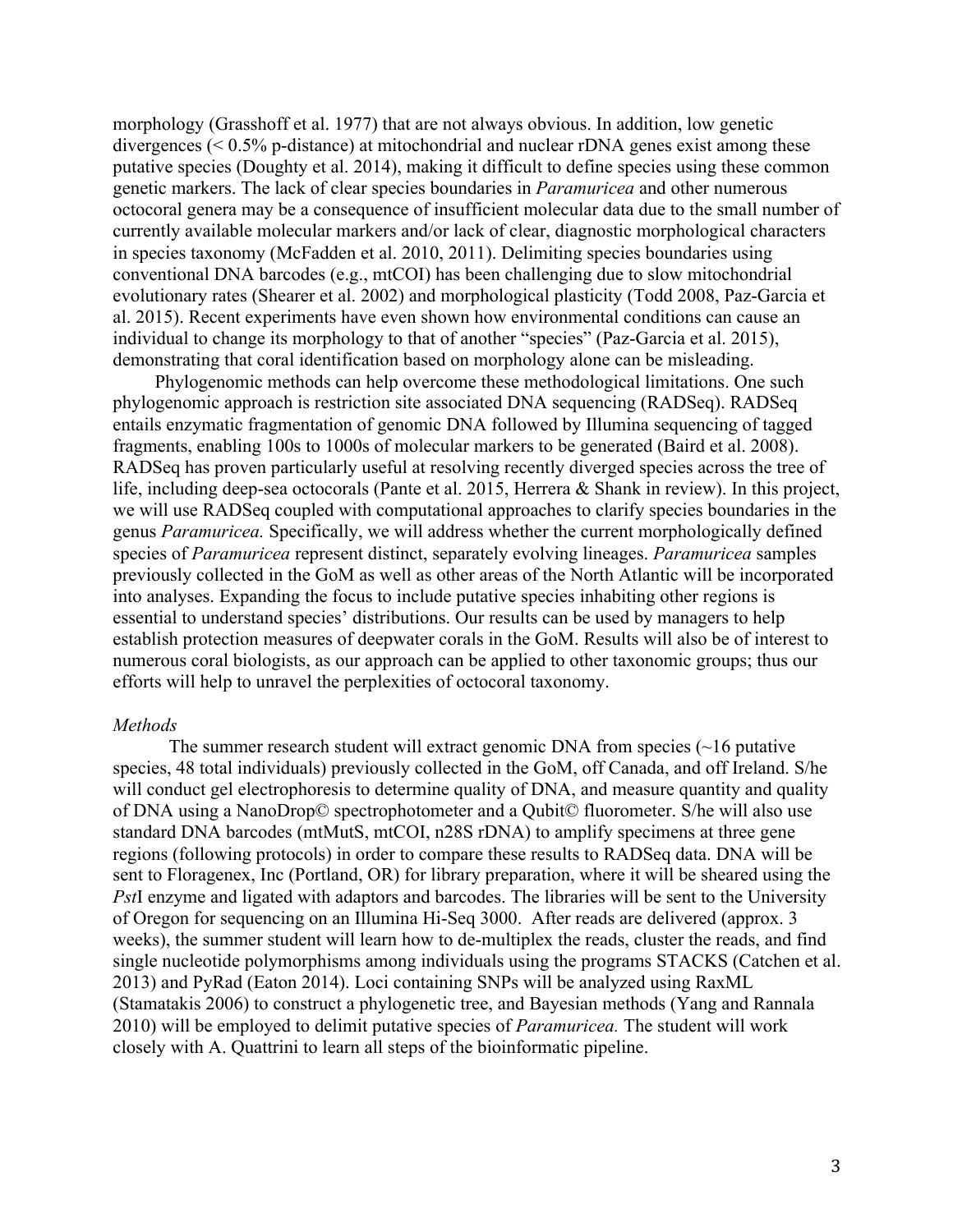morphology (Grasshoff et al. 1977) that are not always obvious. In addition, low genetic divergences (< 0.5% p-distance) at mitochondrial and nuclear rDNA genes exist among these putative species (Doughty et al. 2014), making it difficult to define species using these common genetic markers. The lack of clear species boundaries in *Paramuricea* and other numerous octocoral genera may be a consequence of insufficient molecular data due to the small number of currently available molecular markers and/or lack of clear, diagnostic morphological characters in species taxonomy (McFadden et al. 2010, 2011). Delimiting species boundaries using conventional DNA barcodes (e.g., mtCOI) has been challenging due to slow mitochondrial evolutionary rates (Shearer et al. 2002) and morphological plasticity (Todd 2008, Paz-Garcia et al. 2015). Recent experiments have even shown how environmental conditions can cause an individual to change its morphology to that of another "species" (Paz-Garcia et al. 2015), demonstrating that coral identification based on morphology alone can be misleading.

Phylogenomic methods can help overcome these methodological limitations. One such phylogenomic approach is restriction site associated DNA sequencing (RADSeq). RADSeq entails enzymatic fragmentation of genomic DNA followed by Illumina sequencing of tagged fragments, enabling 100s to 1000s of molecular markers to be generated (Baird et al. 2008). RADSeq has proven particularly useful at resolving recently diverged species across the tree of life, including deep-sea octocorals (Pante et al. 2015, Herrera & Shank in review). In this project, we will use RADSeq coupled with computational approaches to clarify species boundaries in the genus *Paramuricea.* Specifically, we will address whether the current morphologically defined species of *Paramuricea* represent distinct, separately evolving lineages. *Paramuricea* samples previously collected in the GoM as well as other areas of the North Atlantic will be incorporated into analyses. Expanding the focus to include putative species inhabiting other regions is essential to understand species' distributions. Our results can be used by managers to help establish protection measures of deepwater corals in the GoM. Results will also be of interest to numerous coral biologists, as our approach can be applied to other taxonomic groups; thus our efforts will help to unravel the perplexities of octocoral taxonomy.

*Methods*

The summer research student will extract genomic DNA from species (~16 putative species, 48 total individuals) previously collected in the GoM, off Canada, and off Ireland. S/he will conduct gel electrophoresis to determine quality of DNA, and measure quantity and quality of DNA using a NanoDrop© spectrophotometer and a Qubit© fluorometer. S/he will also use standard DNA barcodes (mtMutS, mtCOI, n28S rDNA) to amplify specimens at three gene regions (following protocols) in order to compare these results to RADSeq data. DNA will be sent to Floragenex, Inc (Portland, OR) for library preparation, where it will be sheared using the *Pst*I enzyme and ligated with adaptors and barcodes. The libraries will be sent to the University of Oregon for sequencing on an Illumina Hi-Seq 3000. After reads are delivered (approx. 3 weeks), the summer student will learn how to de-multiplex the reads, cluster the reads, and find single nucleotide polymorphisms among individuals using the programs STACKS (Catchen et al. 2013) and PyRad (Eaton 2014). Loci containing SNPs will be analyzed using RaxML (Stamatakis 2006) to construct a phylogenetic tree, and Bayesian methods (Yang and Rannala 2010) will be employed to delimit putative species of *Paramuricea.* The student will work closely with A. Quattrini to learn all steps of the bioinformatic pipeline.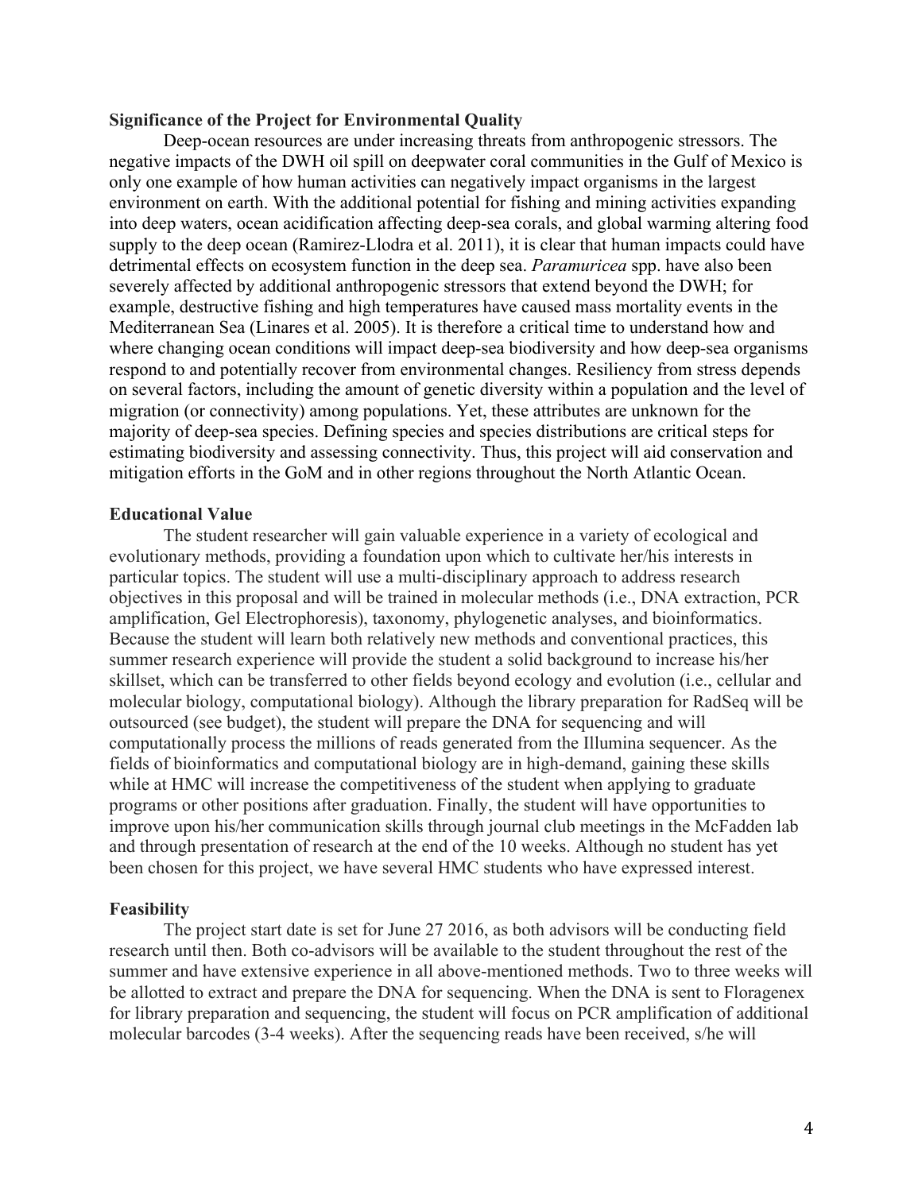**Significance of the Project for Environmental Quality**

Deep-ocean resources are under increasing threats from anthropogenic stressors. The negative impacts of the DWH oil spill on deepwater coral communities in the Gulf of Mexico is only one example of how human activities can negatively impact organisms in the largest environment on earth. With the additional potential for fishing and mining activities expanding into deep waters, ocean acidification affecting deep-sea corals, and global warming altering food supply to the deep ocean (Ramirez-Llodra et al. 2011), it is clear that human impacts could have detrimental effects on ecosystem function in the deep sea. *Paramuricea* spp. have also been severely affected by additional anthropogenic stressors that extend beyond the DWH; for example, destructive fishing and high temperatures have caused mass mortality events in the Mediterranean Sea (Linares et al. 2005). It is therefore a critical time to understand how and where changing ocean conditions will impact deep-sea biodiversity and how deep-sea organisms respond to and potentially recover from environmental changes. Resiliency from stress depends on several factors, including the amount of genetic diversity within a population and the level of migration (or connectivity) among populations. Yet, these attributes are unknown for the majority of deep-sea species. Defining species and species distributions are critical steps for estimating biodiversity and assessing connectivity. Thus, this project will aid conservation and mitigation efforts in the GoM and in other regions throughout the North Atlantic Ocean.

**Educational Value**

The student researcher will gain valuable experience in a variety of ecological and evolutionary methods, providing a foundation upon which to cultivate her/his interests in particular topics. The student will use a multi-disciplinary approach to address research objectives in this proposal and will be trained in molecular methods (i.e., DNA extraction, PCR amplification, Gel Electrophoresis), taxonomy, phylogenetic analyses, and bioinformatics. Because the student will learn both relatively new methods and conventional practices, this summer research experience will provide the student a solid background to increase his/her skillset, which can be transferred to other fields beyond ecology and evolution (i.e., cellular and molecular biology, computational biology). Although the library preparation for RadSeq will be outsourced (see budget), the student will prepare the DNA for sequencing and will computationally process the millions of reads generated from the Illumina sequencer. As the fields of bioinformatics and computational biology are in high-demand, gaining these skills while at HMC will increase the competitiveness of the student when applying to graduate programs or other positions after graduation. Finally, the student will have opportunities to improve upon his/her communication skills through journal club meetings in the McFadden lab and through presentation of research at the end of the 10 weeks. Although no student has yet been chosen for this project, we have several HMC students who have expressed interest.

**Feasibility**

The project start date is set for June 27 2016, as both advisors will be conducting field research until then. Both co-advisors will be available to the student throughout the rest of the summer and have extensive experience in all above-mentioned methods. Two to three weeks will be allotted to extract and prepare the DNA for sequencing. When the DNA is sent to Floragenex for library preparation and sequencing, the student will focus on PCR amplification of additional molecular barcodes (3-4 weeks). After the sequencing reads have been received, s/he will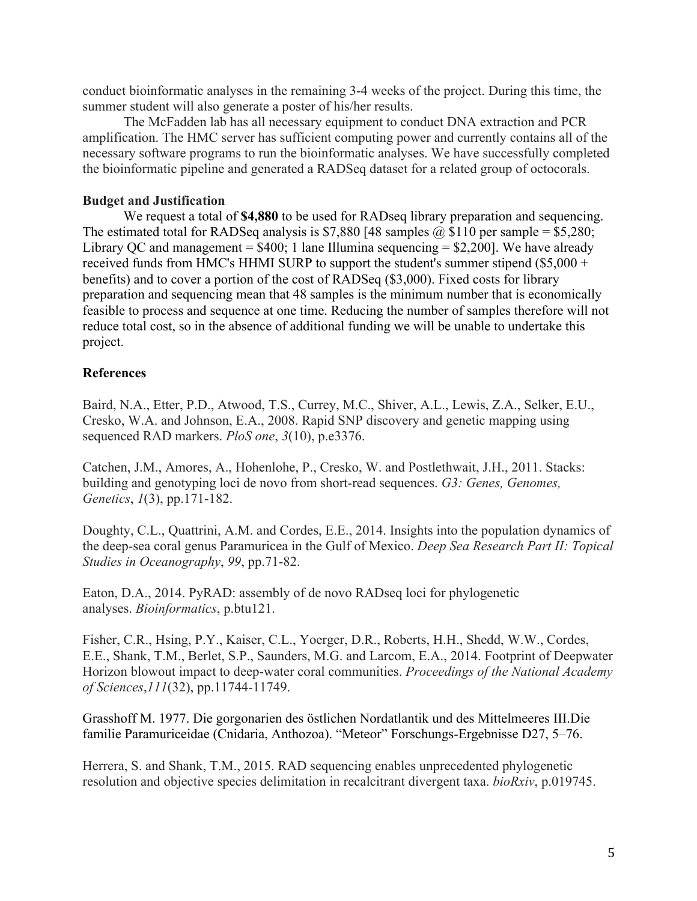conduct bioinformatic analyses in the remaining 3-4 weeks of the project. During this time, the summer student will also generate a poster of his/her results.

The McFadden lab has all necessary equipment to conduct DNA extraction and PCR amplification. The HMC server has sufficient computing power and currently contains all of the necessary software programs to run the bioinformatic analyses. We have successfully completed the bioinformatic pipeline and generated a RADSeq dataset for a related group of octocorals.

### Budget and Justification

We request a total of **$4,880** to be used for RADseq library preparation and sequencing. The estimated total for RADSeq analysis is $7,880 [48 samples @ $110 per sample = $5,280; Library QC and management = $400; 1 lane Illumina sequencing = $2,200]. We have already received funds from HMC's HHMI SURP to support the student's summer stipend ($5,000 + benefits) and to cover a portion of the cost of RADSeq ($3,000). Fixed costs for library preparation and sequencing mean that 48 samples is the minimum number that is economically feasible to process and sequence at one time. Reducing the number of samples therefore will not reduce total cost, so in the absence of additional funding we will be unable to undertake this project.

### References

Baird, N.A., Etter, P.D., Atwood, T.S., Currey, M.C., Shiver, A.L., Lewis, Z.A., Selker, E.U., Cresko, W.A. and Johnson, E.A., 2008. Rapid SNP discovery and genetic mapping using sequenced RAD markers. *PloS one*, *3*(10), p.e3376.

Catchen, J.M., Amores, A., Hohenlohe, P., Cresko, W. and Postlethwait, J.H., 2011. Stacks: building and genotyping loci de novo from short-read sequences. *G3: Genes, Genomes, Genetics*, *1*(3), pp.171-182.

Doughty, C.L., Quattrini, A.M. and Cordes, E.E., 2014. Insights into the population dynamics of the deep-sea coral genus Paramuricea in the Gulf of Mexico. *Deep Sea Research Part II: Topical Studies in Oceanography*, *99*, pp.71-82.

Eaton, D.A., 2014. PyRAD: assembly of de novo RADseq loci for phylogenetic analyses. *Bioinformatics*, p.btu121.

Fisher, C.R., Hsing, P.Y., Kaiser, C.L., Yoerger, D.R., Roberts, H.H., Shedd, W.W., Cordes, E.E., Shank, T.M., Berlet, S.P., Saunders, M.G. and Larcom, E.A., 2014. Footprint of Deepwater Horizon blowout impact to deep-water coral communities. *Proceedings of the National Academy of Sciences*,*111*(32), pp.11744-11749.

Grasshoff M. 1977. Die gorgonarien des östlichen Nordatlantik und des Mittelmeeres III.Die familie Paramuriceidae (Cnidaria, Anthozoa). "Meteor" Forschungs-Ergebnisse D27, 5–76.

Herrera, S. and Shank, T.M., 2015. RAD sequencing enables unprecedented phylogenetic resolution and objective species delimitation in recalcitrant divergent taxa. *bioRxiv*, p.019745.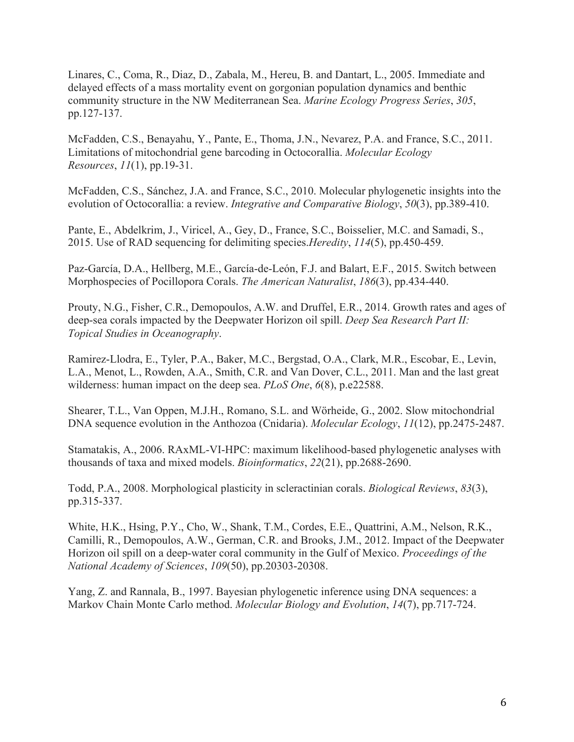Linares, C., Coma, R., Diaz, D., Zabala, M., Hereu, B. and Dantart, L., 2005. Immediate and delayed effects of a mass mortality event on gorgonian population dynamics and benthic community structure in the NW Mediterranean Sea. *Marine Ecology Progress Series*, *305*, pp.127-137.

McFadden, C.S., Benayahu, Y., Pante, E., Thoma, J.N., Nevarez, P.A. and France, S.C., 2011. Limitations of mitochondrial gene barcoding in Octocorallia. *Molecular Ecology Resources*, *11*(1), pp.19-31.

McFadden, C.S., Sánchez, J.A. and France, S.C., 2010. Molecular phylogenetic insights into the evolution of Octocorallia: a review. *Integrative and Comparative Biology*, *50*(3), pp.389-410.

Pante, E., Abdelkrim, J., Viricel, A., Gey, D., France, S.C., Boisselier, M.C. and Samadi, S., 2015. Use of RAD sequencing for delimiting species.*Heredity*, *114*(5), pp.450-459.

Paz-García, D.A., Hellberg, M.E., García-de-León, F.J. and Balart, E.F., 2015. Switch between Morphospecies of Pocillopora Corals. *The American Naturalist*, *186*(3), pp.434-440.

Prouty, N.G., Fisher, C.R., Demopoulos, A.W. and Druffel, E.R., 2014. Growth rates and ages of deep-sea corals impacted by the Deepwater Horizon oil spill. *Deep Sea Research Part II: Topical Studies in Oceanography*.

Ramirez-Llodra, E., Tyler, P.A., Baker, M.C., Bergstad, O.A., Clark, M.R., Escobar, E., Levin, L.A., Menot, L., Rowden, A.A., Smith, C.R. and Van Dover, C.L., 2011. Man and the last great wilderness: human impact on the deep sea. *PLoS One*, *6*(8), p.e22588.

Shearer, T.L., Van Oppen, M.J.H., Romano, S.L. and Wörheide, G., 2002. Slow mitochondrial DNA sequence evolution in the Anthozoa (Cnidaria). *Molecular Ecology*, *11*(12), pp.2475-2487.

Stamatakis, A., 2006. RAxML-VI-HPC: maximum likelihood-based phylogenetic analyses with thousands of taxa and mixed models. *Bioinformatics*, *22*(21), pp.2688-2690.

Todd, P.A., 2008. Morphological plasticity in scleractinian corals. *Biological Reviews*, *83*(3), pp.315-337.

White, H.K., Hsing, P.Y., Cho, W., Shank, T.M., Cordes, E.E., Quattrini, A.M., Nelson, R.K., Camilli, R., Demopoulos, A.W., German, C.R. and Brooks, J.M., 2012. Impact of the Deepwater Horizon oil spill on a deep-water coral community in the Gulf of Mexico. *Proceedings of the National Academy of Sciences*, *109*(50), pp.20303-20308.

Yang, Z. and Rannala, B., 1997. Bayesian phylogenetic inference using DNA sequences: a Markov Chain Monte Carlo method. *Molecular Biology and Evolution*, *14*(7), pp.717-724.